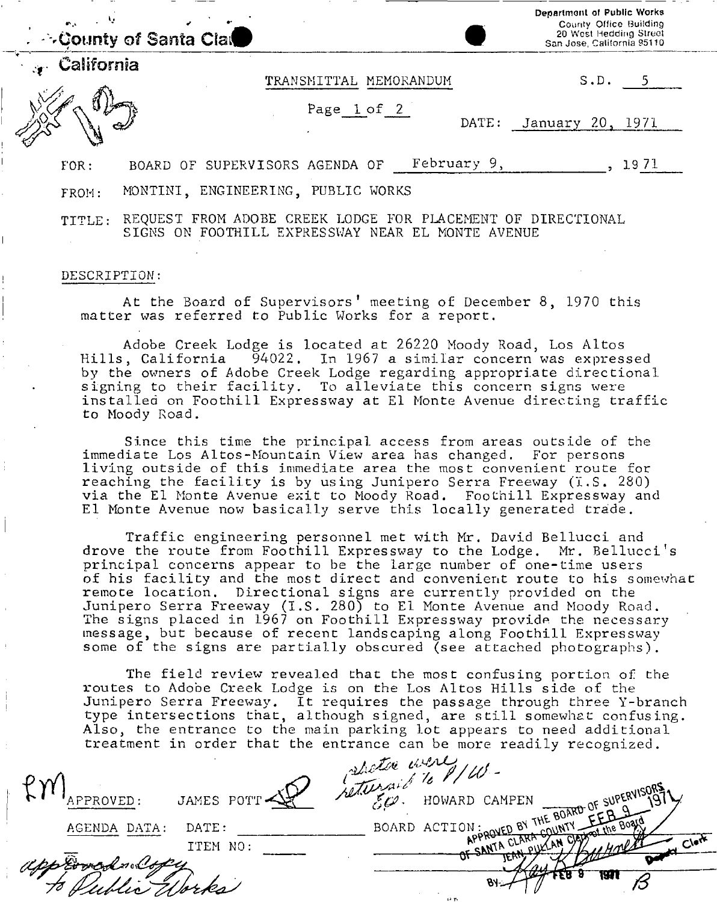**County of Santa Clara**
**California**

Department of Public Works
County Office Building
20 West Hedding Street
San Jose, California 95110

TRANSMITTAL MEMORANDUM

S.D. 5

Page 1 of 2

DATE: January 20, 1971

FOR: BOARD OF SUPERVISORS AGENDA OF February 9, 1971

FROM: MONTINI, ENGINEERING, PUBLIC WORKS

TITLE: REQUEST FROM ADOBE CREEK LODGE FOR PLACEMENT OF DIRECTIONAL SIGNS ON FOOTHILL EXPRESSWAY NEAR EL MONTE AVENUE

DESCRIPTION:

At the Board of Supervisors' meeting of December 8, 1970 this matter was referred to Public Works for a report.

Adobe Creek Lodge is located at 26220 Moody Road, Los Altos Hills, California 94022. In 1967 a similar concern was expressed by the owners of Adobe Creek Lodge regarding appropriate directional signing to their facility. To alleviate this concern signs were installed on Foothill Expressway at El Monte Avenue directing traffic to Moody Road.

Since this time the principal access from areas outside of the immediate Los Altos-Mountain View area has changed. For persons living outside of this immediate area the most convenient route for reaching the facility is by using Junipero Serra Freeway (I.S. 280) via the El Monte Avenue exit to Moody Road. Foothill Expressway and El Monte Avenue now basically serve this locally generated trade.

Traffic engineering personnel met with Mr. David Bellucci and drove the route from Foothill Expressway to the Lodge. Mr. Bellucci's principal concerns appear to be the large number of one-time users of his facility and the most direct and convenient route to his somewhat remote location. Directional signs are currently provided on the Junipero Serra Freeway (I.S. 280) to El Monte Avenue and Moody Road. The signs placed in 1967 on Foothill Expressway provide the necessary message, but because of recent landscaping along Foothill Expressway some of the signs are partially obscured (see attached photographs).

The field review revealed that the most confusing portion of the routes to Adobe Creek Lodge is on the Los Altos Hills side of the Junipero Serra Freeway. It requires the passage through three Y-branch type intersections that, although signed, are still somewhat confusing. Also, the entrance to the main parking lot appears to need additional treatment in order that the entrance can be more readily recognized.

APPROVED: JAMES POTT

photos were returned to P/W - EW.

HOWARD CAMPEN

AGENDA DATA: DATE:
ITEM NO:

BOARD ACTION: APPROVED BY THE BOARD OF SUPERVISORS OF SANTA CLARA COUNTY FEB 9 1971
JEAN PULLAN Clerk of the Board
By: Deputy Clerk FEB 9 1971

approved copy to Public Works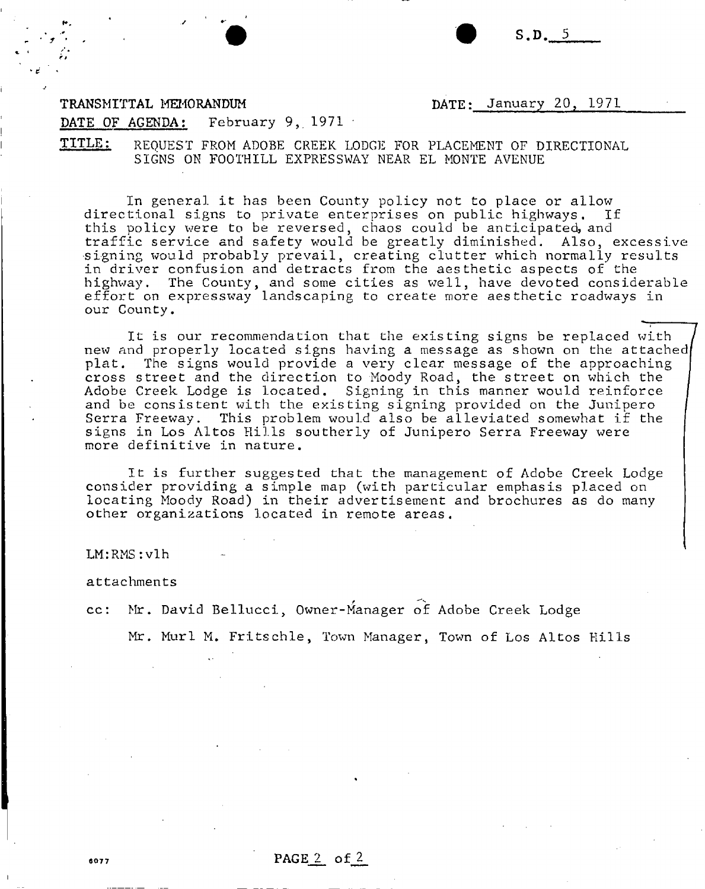S.D. 5

TRANSMITTAL MEMORANDUM

DATE: January 20, 1971

DATE OF AGENDA: February 9, 1971

TITLE: REQUEST FROM ADOBE CREEK LODGE FOR PLACEMENT OF DIRECTIONAL SIGNS ON FOOTHILL EXPRESSWAY NEAR EL MONTE AVENUE

In general it has been County policy not to place or allow directional signs to private enterprises on public highways. If this policy were to be reversed, chaos could be anticipated, and traffic service and safety would be greatly diminished. Also, excessive signing would probably prevail, creating clutter which normally results in driver confusion and detracts from the aesthetic aspects of the highway. The County, and some cities as well, have devoted considerable effort on expressway landscaping to create more aesthetic roadways in our County.

It is our recommendation that the existing signs be replaced with new and properly located signs having a message as shown on the attached plat. The signs would provide a very clear message of the approaching cross street and the direction to Moody Road, the street on which the Adobe Creek Lodge is located. Signing in this manner would reinforce and be consistent with the existing signing provided on the Junipero Serra Freeway. This problem would also be alleviated somewhat if the signs in Los Altos Hills southerly of Junipero Serra Freeway were more definitive in nature.

It is further suggested that the management of Adobe Creek Lodge consider providing a simple map (with particular emphasis placed on locating Moody Road) in their advertisement and brochures as do many other organizations located in remote areas.

LM:RMS:vlh

attachments

cc: Mr. David Bellucci, Owner-Manager of Adobe Creek Lodge

Mr. Murl M. Fritschle, Town Manager, Town of Los Altos Hills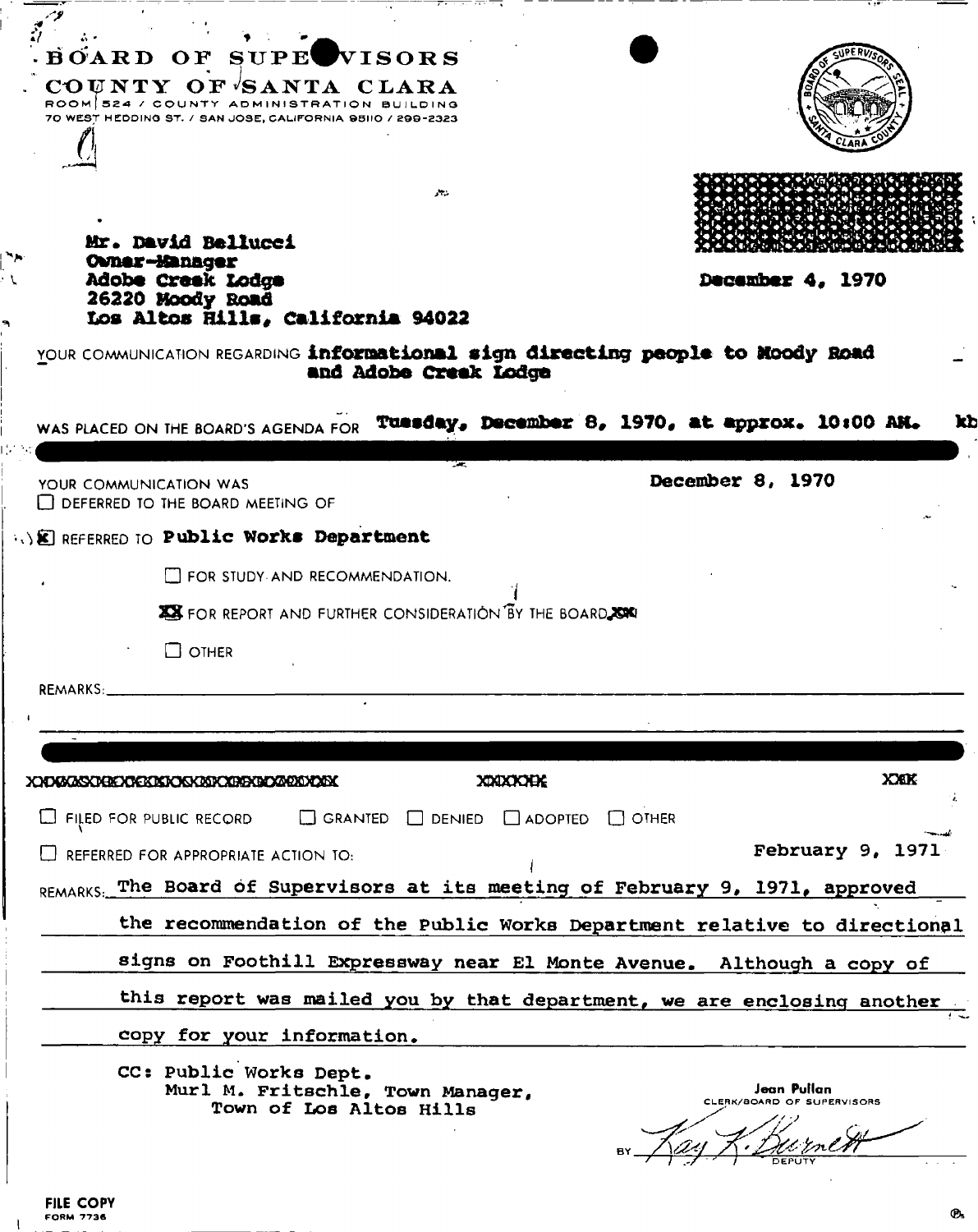# BOARD OF SUPERVISORS
## COUNTY OF SANTA CLARA

ROOM 524 / COUNTY ADMINISTRATION BUILDING
70 WEST HEDDING ST. / SAN JOSE, CALIFORNIA 95110 / 299-2323

Mr. David Bellucci
Owner-Manager
Adobe Creek Lodge
26220 Moody Road
Los Altos Hills, California 94022

December 4, 1970

YOUR COMMUNICATION REGARDING **informational sign directing people to Moody Road and Adobe Creek Lodge**

WAS PLACED ON THE BOARD'S AGENDA FOR **Tuesday, December 8, 1970, at approx. 10:00 AM.** kb

---

YOUR COMMUNICATION WAS — December 8, 1970

☐ DEFERRED TO THE BOARD MEETING OF

☒ REFERRED TO **Public Works Department**

☐ FOR STUDY AND RECOMMENDATION.

☒ FOR REPORT AND FURTHER CONSIDERATION BY THE BOARD.

☐ OTHER

REMARKS:

---

☐ FILED FOR PUBLIC RECORD ☐ GRANTED ☐ DENIED ☐ ADOPTED ☐ OTHER

☐ REFERRED FOR APPROPRIATE ACTION TO: — February 9, 1971

REMARKS: The Board of Supervisors at its meeting of February 9, 1971, approved the recommendation of the Public Works Department relative to directional signs on Foothill Expressway near El Monte Avenue. Although a copy of this report was mailed you by that department, we are enclosing another copy for your information.

CC: Public Works Dept.
Murl M. Fritschle, Town Manager,
Town of Los Altos Hills

Jean Pullan
CLERK/BOARD OF SUPERVISORS

BY Kay K. Burnett
DEPUTY

FILE COPY
FORM 7736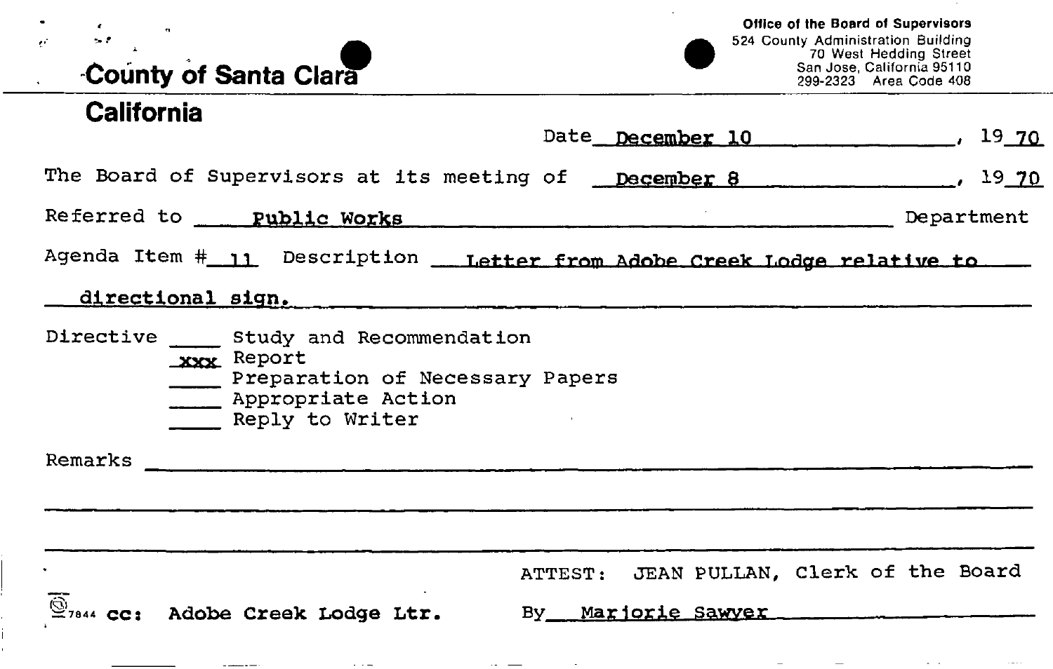# County of Santa Clara

## California

**Office of the Board of Supervisors**
524 County Administration Building
70 West Hedding Street
San Jose, California 95110
299-2323 Area Code 408

Date December 10, 1970

The Board of Supervisors at its meeting of December 8, 1970

Referred to Public Works Department

Agenda Item # 11 Description Letter from Adobe Creek Lodge relative to directional sign.

Directive
____ Study and Recommendation
xxx Report
____ Preparation of Necessary Papers
____ Appropriate Action
____ Reply to Writer

Remarks

ATTEST: JEAN PULLAN, Clerk of the Board

By Marjorie Sawyer

7844 cc: Adobe Creek Lodge Ltr.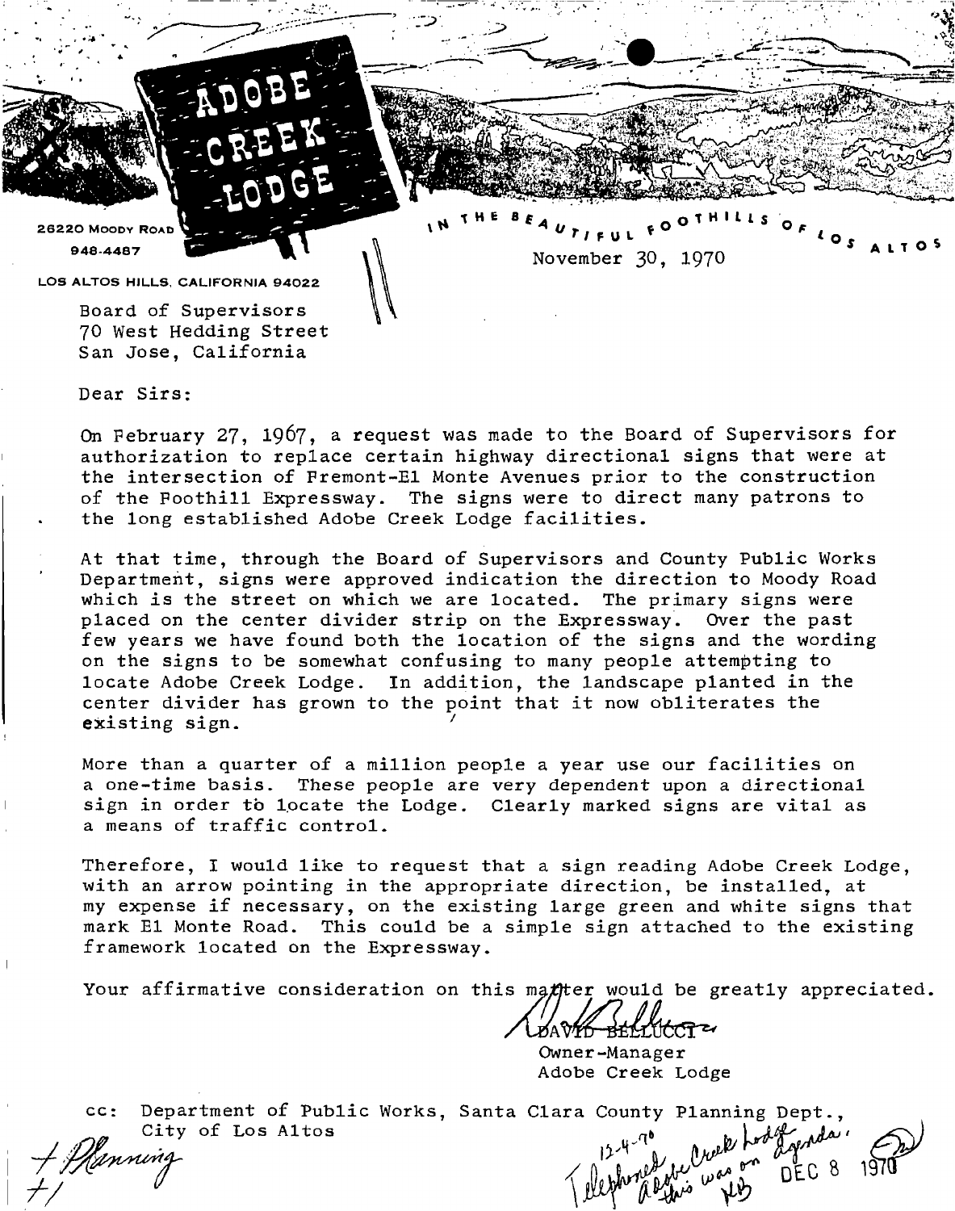# ADOBE CREEK LODGE

26220 Moody Road
948-4487
Los Altos Hills, California 94022

IN THE BEAUTIFUL FOOTHILLS OF LOS ALTOS

November 30, 1970

Board of Supervisors
70 West Hedding Street
San Jose, California

Dear Sirs:

On February 27, 1967, a request was made to the Board of Supervisors for authorization to replace certain highway directional signs that were at the intersection of Fremont-El Monte Avenues prior to the construction of the Foothill Expressway. The signs were to direct many patrons to the long established Adobe Creek Lodge facilities.

At that time, through the Board of Supervisors and County Public Works Department, signs were approved indication the direction to Moody Road which is the street on which we are located. The primary signs were placed on the center divider strip on the Expressway. Over the past few years we have found both the location of the signs and the wording on the signs to be somewhat confusing to many people attempting to locate Adobe Creek Lodge. In addition, the landscape planted in the center divider has grown to the point that it now obliterates the existing sign.

More than a quarter of a million people a year use our facilities on a one-time basis. These people are very dependent upon a directional sign in order to locate the Lodge. Clearly marked signs are vital as a means of traffic control.

Therefore, I would like to request that a sign reading Adobe Creek Lodge, with an arrow pointing in the appropriate direction, be installed, at my expense if necessary, on the existing large green and white signs that mark El Monte Road. This could be a simple sign attached to the existing framework located on the Expressway.

Your affirmative consideration on this matter would be greatly appreciated.

DAVID BELLUCCI
Owner-Manager
Adobe Creek Lodge

cc: Department of Public Works, Santa Clara County Planning Dept., City of Los Altos

+ Planning
+/

12-4-70 Telephoned Adobe Creek Lodge this was on agenda. KB

DEC 8 1970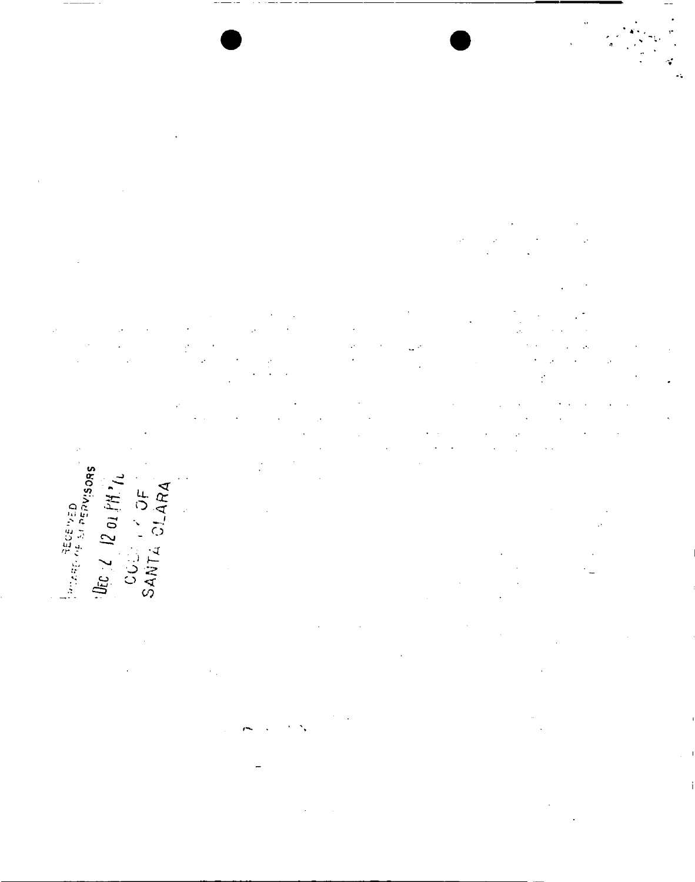RECEIVED
BOARD OF SUPERVISORS

DEC 2 12 01 PM '7

COUNTY OF
SANTA CLARA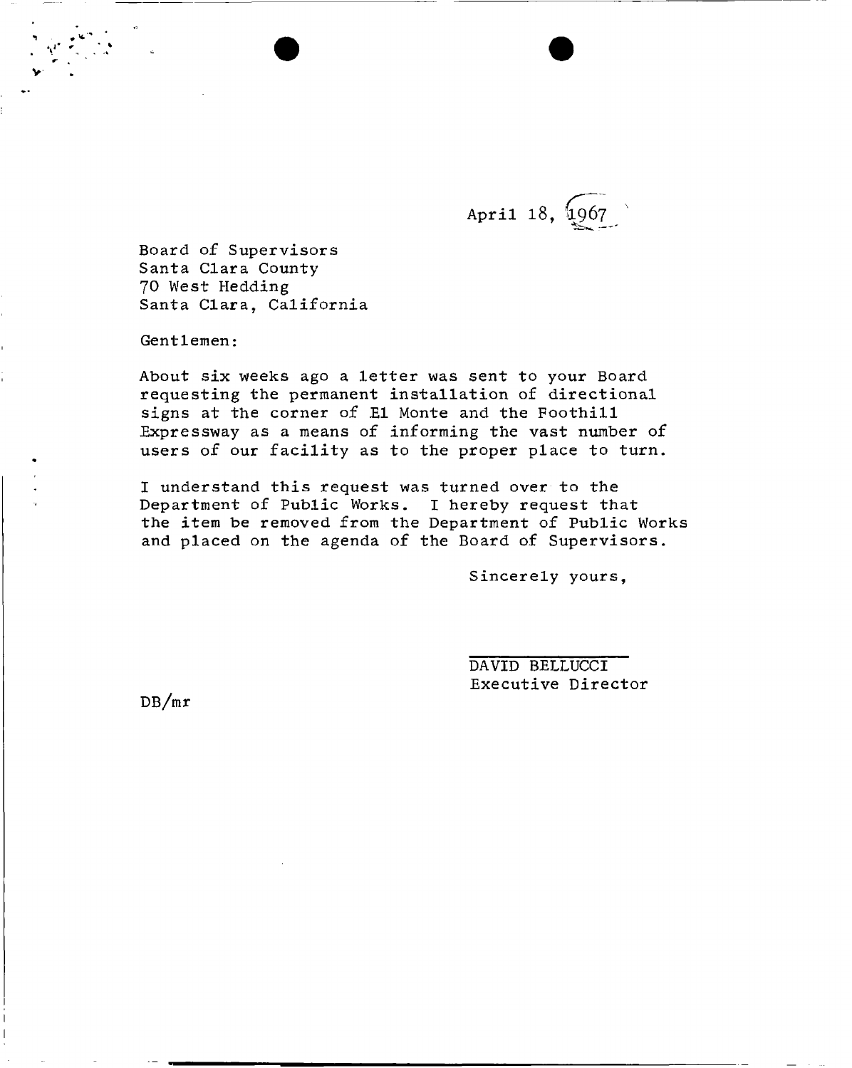April 18, 1967

Board of Supervisors
Santa Clara County
70 West Hedding
Santa Clara, California

Gentlemen:

About six weeks ago a letter was sent to your Board requesting the permanent installation of directional signs at the corner of El Monte and the Foothill Expressway as a means of informing the vast number of users of our facility as to the proper place to turn.

I understand this request was turned over to the Department of Public Works. I hereby request that the item be removed from the Department of Public Works and placed on the agenda of the Board of Supervisors.

Sincerely yours,

DAVID BELLUCCI
Executive Director

DB/mr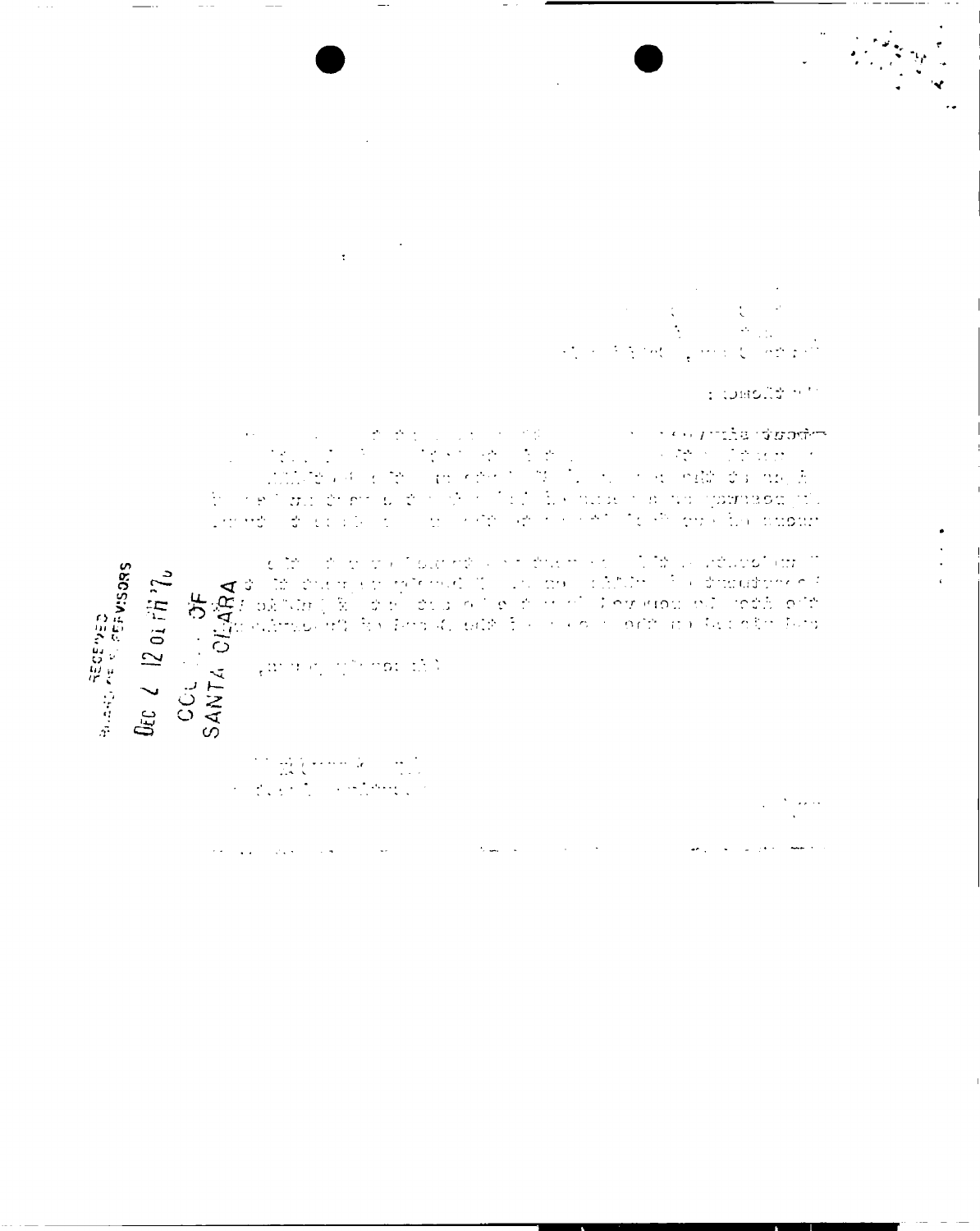RECEIVED
BOARD OF SUPERVISORS

DEC 2 12 01 PM '76

COUNTY OF
SANTA CLARA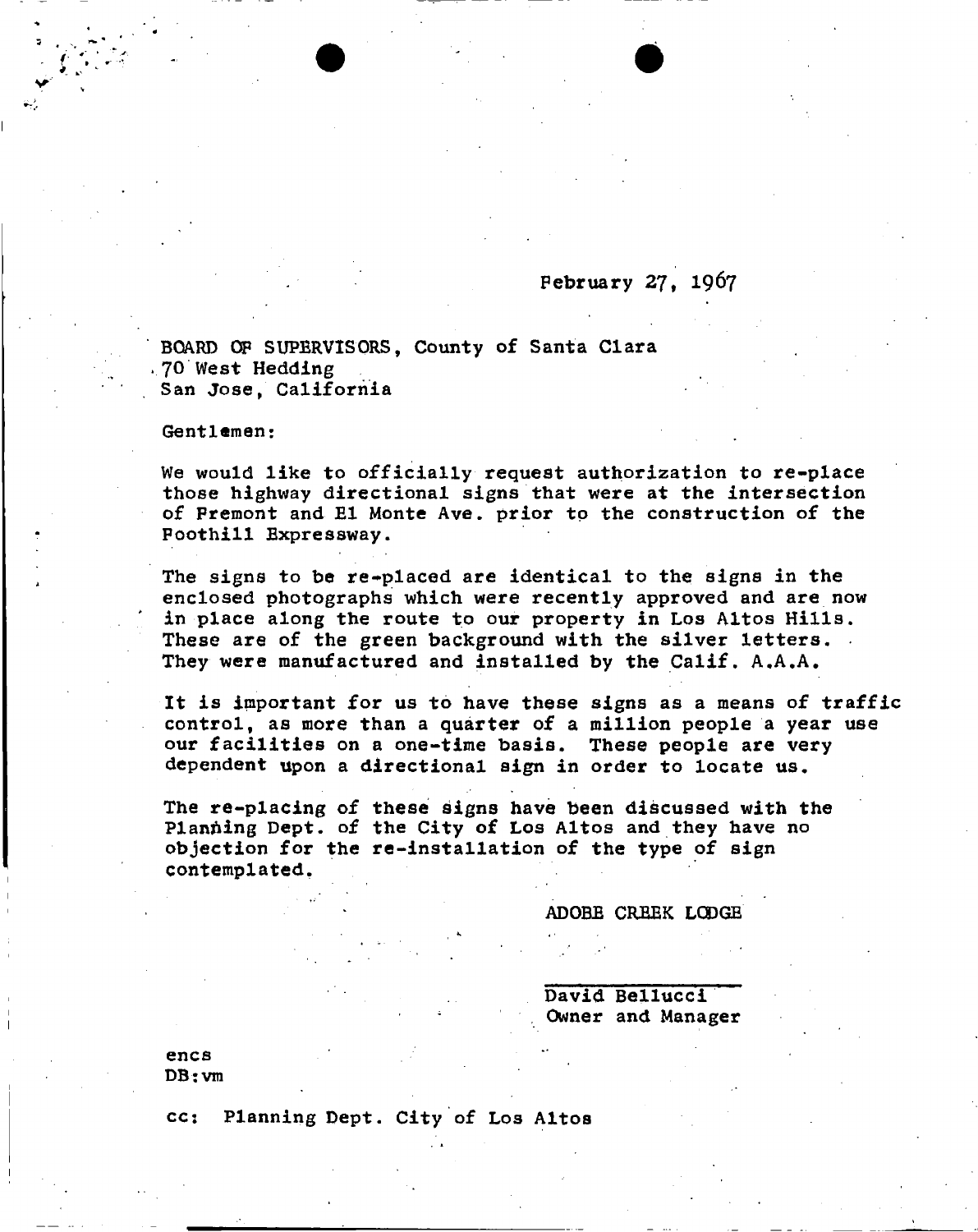February 27, 1967

BOARD OF SUPERVISORS, County of Santa Clara
70 West Hedding
San Jose, California

Gentlemen:

We would like to officially request authorization to re-place those highway directional signs that were at the intersection of Fremont and El Monte Ave. prior to the construction of the Foothill Expressway.

The signs to be re-placed are identical to the signs in the enclosed photographs which were recently approved and are now in place along the route to our property in Los Altos Hills. These are of the green background with the silver letters. They were manufactured and installed by the Calif. A.A.A.

It is important for us to have these signs as a means of traffic control, as more than a quarter of a million people a year use our facilities on a one-time basis. These people are very dependent upon a directional sign in order to locate us.

The re-placing of these signs have been discussed with the Planning Dept. of the City of Los Altos and they have no objection for the re-installation of the type of sign contemplated.

ADOBE CREEK LODGE

David Bellucci
Owner and Manager

encs
DB:vm

cc: Planning Dept. City of Los Altos